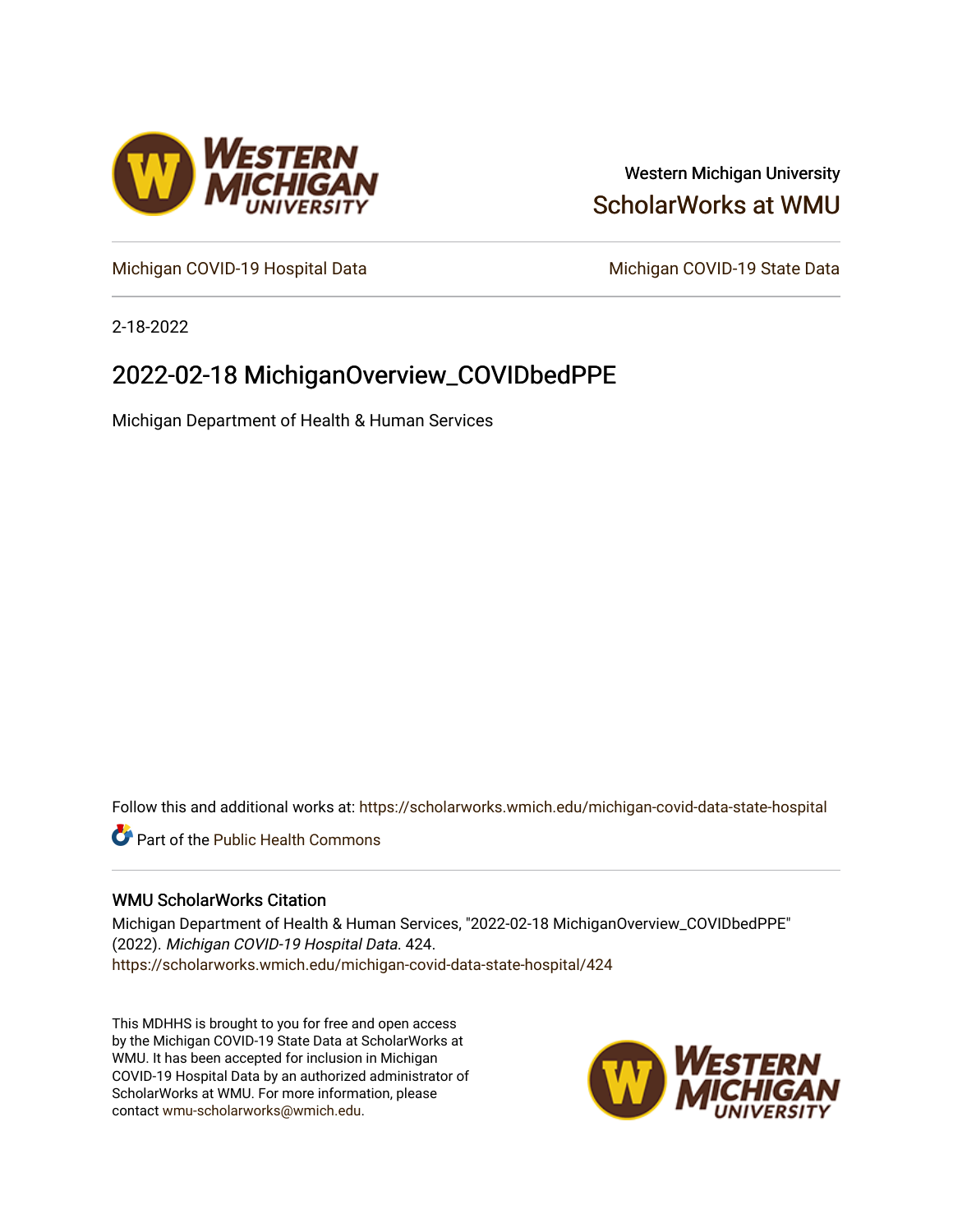Western Michigan University

ScholarWorks at WMU

Michigan COVID-19 Hospital Data

Michigan COVID-19 State Data

2-18-2022

# 2022-02-18 MichiganOverview_COVIDbedPPE

Michigan Department of Health & Human Services

Follow this and additional works at: https://scholarworks.wmich.edu/michigan-covid-data-state-hospital

Part of the Public Health Commons

### WMU ScholarWorks Citation

Michigan Department of Health & Human Services, "2022-02-18 MichiganOverview_COVIDbedPPE" (2022). *Michigan COVID-19 Hospital Data*. 424.
https://scholarworks.wmich.edu/michigan-covid-data-state-hospital/424

This MDHHS is brought to you for free and open access by the Michigan COVID-19 State Data at ScholarWorks at WMU. It has been accepted for inclusion in Michigan COVID-19 Hospital Data by an authorized administrator of ScholarWorks at WMU. For more information, please contact wmu-scholarworks@wmich.edu.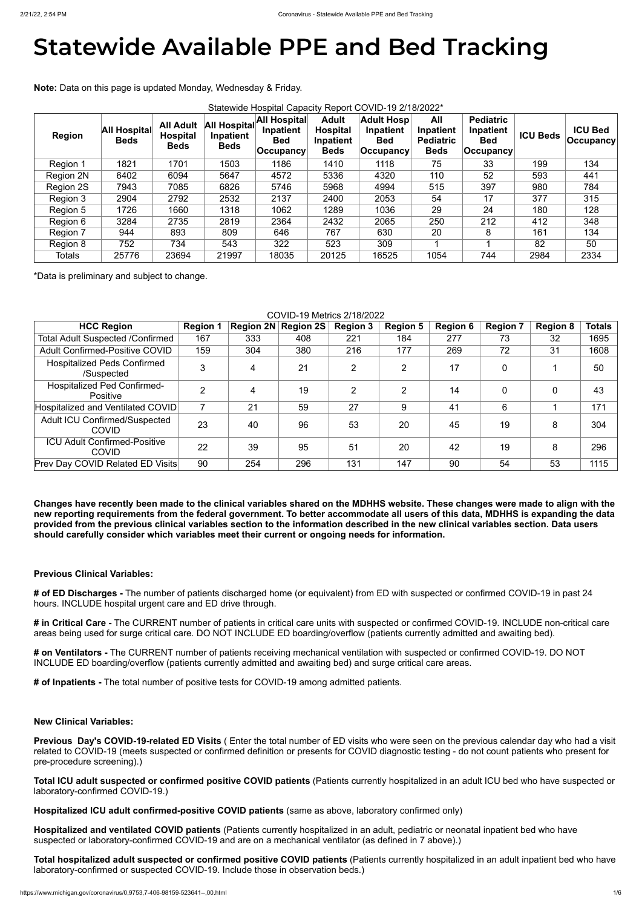# Statewide Available PPE and Bed Tracking

**Note:** Data on this page is updated Monday, Wednesday & Friday.

Statewide Hospital Capacity Report COVID-19 2/18/2022*

| Region | All Hospital Beds | All Adult Hospital Beds | All Hospital Inpatient Beds | All Hospital Inpatient Bed Occupancy | Adult Hospital Inpatient Beds | Adult Hosp Inpatient Bed Occupancy | All Inpatient Pediatric Beds | Pediatric Inpatient Bed Occupancy | ICU Beds | ICU Bed Occupancy |
|---|---|---|---|---|---|---|---|---|---|---|
| Region 1 | 1821 | 1701 | 1503 | 1186 | 1410 | 1118 | 75 | 33 | 199 | 134 |
| Region 2N | 6402 | 6094 | 5647 | 4572 | 5336 | 4320 | 110 | 52 | 593 | 441 |
| Region 2S | 7943 | 7085 | 6826 | 5746 | 5968 | 4994 | 515 | 397 | 980 | 784 |
| Region 3 | 2904 | 2792 | 2532 | 2137 | 2400 | 2053 | 54 | 17 | 377 | 315 |
| Region 5 | 1726 | 1660 | 1318 | 1062 | 1289 | 1036 | 29 | 24 | 180 | 128 |
| Region 6 | 3284 | 2735 | 2819 | 2364 | 2432 | 2065 | 250 | 212 | 412 | 348 |
| Region 7 | 944 | 893 | 809 | 646 | 767 | 630 | 20 | 8 | 161 | 134 |
| Region 8 | 752 | 734 | 543 | 322 | 523 | 309 | 1 | 1 | 82 | 50 |
| Totals | 25776 | 23694 | 21997 | 18035 | 20125 | 16525 | 1054 | 744 | 2984 | 2334 |

*Data is preliminary and subject to change.

COVID-19 Metrics 2/18/2022

| HCC Region | Region 1 | Region 2N | Region 2S | Region 3 | Region 5 | Region 6 | Region 7 | Region 8 | Totals |
|---|---|---|---|---|---|---|---|---|---|
| Total Adult Suspected /Confirmed | 167 | 333 | 408 | 221 | 184 | 277 | 73 | 32 | 1695 |
| Adult Confirmed-Positive COVID | 159 | 304 | 380 | 216 | 177 | 269 | 72 | 31 | 1608 |
| Hospitalized Peds Confirmed /Suspected | 3 | 4 | 21 | 2 | 2 | 17 | 0 | 1 | 50 |
| Hospitalized Ped Confirmed-Positive | 2 | 4 | 19 | 2 | 2 | 14 | 0 | 0 | 43 |
| Hospitalized and Ventilated COVID | 7 | 21 | 59 | 27 | 9 | 41 | 6 | 1 | 171 |
| Adult ICU Confirmed/Suspected COVID | 23 | 40 | 96 | 53 | 20 | 45 | 19 | 8 | 304 |
| ICU Adult Confirmed-Positive COVID | 22 | 39 | 95 | 51 | 20 | 42 | 19 | 8 | 296 |
| Prev Day COVID Related ED Visits | 90 | 254 | 296 | 131 | 147 | 90 | 54 | 53 | 1115 |

**Changes have recently been made to the clinical variables shared on the MDHHS website. These changes were made to align with the new reporting requirements from the federal government. To better accommodate all users of this data, MDHHS is expanding the data provided from the previous clinical variables section to the information described in the new clinical variables section. Data users should carefully consider which variables meet their current or ongoing needs for information.**

**Previous Clinical Variables:**

**# of ED Discharges -** The number of patients discharged home (or equivalent) from ED with suspected or confirmed COVID-19 in past 24 hours. INCLUDE hospital urgent care and ED drive through.

**# in Critical Care -** The CURRENT number of patients in critical care units with suspected or confirmed COVID-19. INCLUDE non-critical care areas being used for surge critical care. DO NOT INCLUDE ED boarding/overflow (patients currently admitted and awaiting bed).

**# on Ventilators -** The CURRENT number of patients receiving mechanical ventilation with suspected or confirmed COVID-19. DO NOT INCLUDE ED boarding/overflow (patients currently admitted and awaiting bed) and surge critical care areas.

**# of Inpatients -** The total number of positive tests for COVID-19 among admitted patients.

**New Clinical Variables:**

**Previous Day's COVID-19-related ED Visits** ( Enter the total number of ED visits who were seen on the previous calendar day who had a visit related to COVID-19 (meets suspected or confirmed definition or presents for COVID diagnostic testing - do not count patients who present for pre-procedure screening).)

**Total ICU adult suspected or confirmed positive COVID patients** (Patients currently hospitalized in an adult ICU bed who have suspected or laboratory-confirmed COVID-19.)

**Hospitalized ICU adult confirmed-positive COVID patients** (same as above, laboratory confirmed only)

**Hospitalized and ventilated COVID patients** (Patients currently hospitalized in an adult, pediatric or neonatal inpatient bed who have suspected or laboratory-confirmed COVID-19 and are on a mechanical ventilator (as defined in 7 above).)

**Total hospitalized adult suspected or confirmed positive COVID patients** (Patients currently hospitalized in an adult inpatient bed who have laboratory-confirmed or suspected COVID-19. Include those in observation beds.)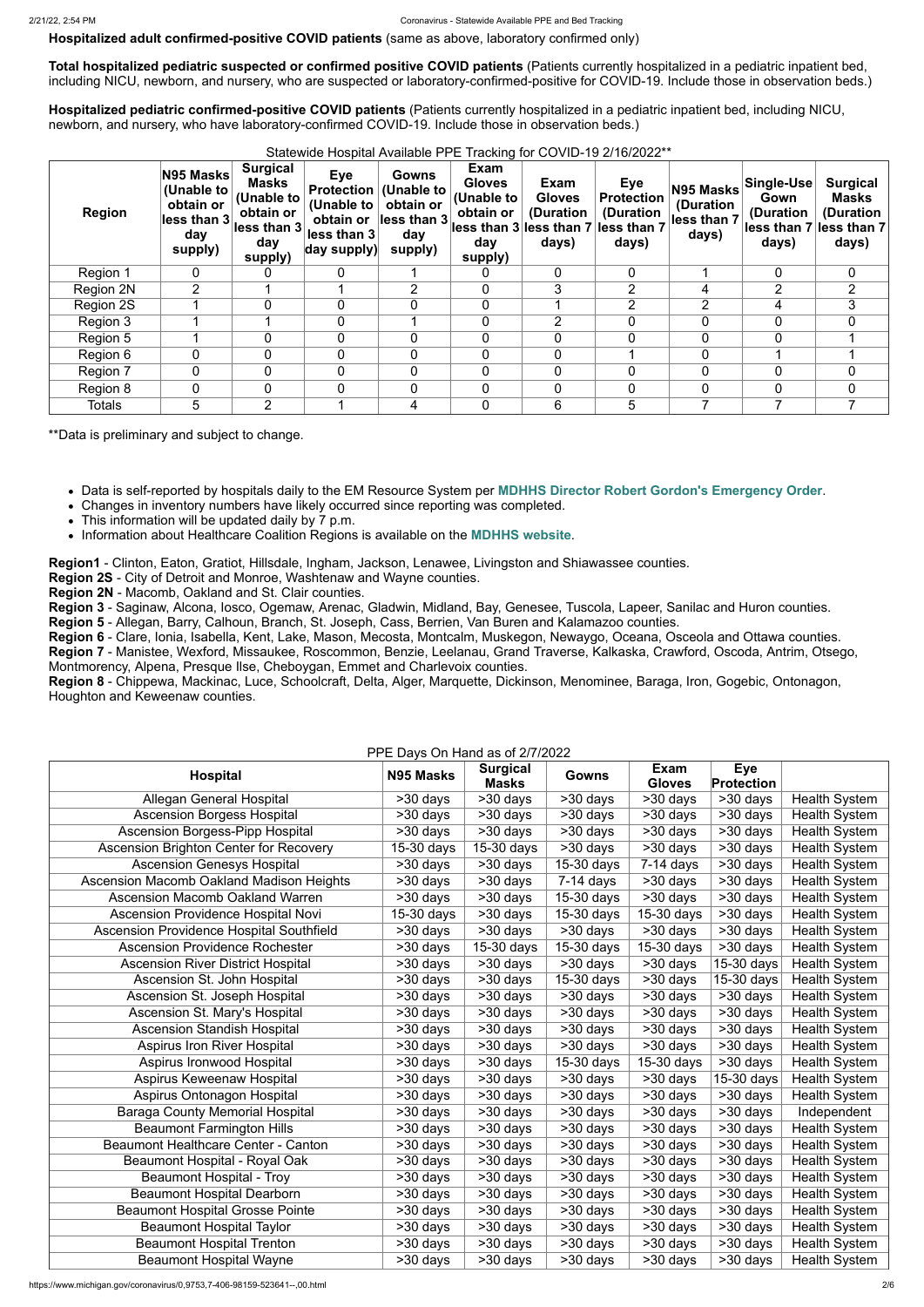**Hospitalized adult confirmed-positive COVID patients** (same as above, laboratory confirmed only)

**Total hospitalized pediatric suspected or confirmed positive COVID patients** (Patients currently hospitalized in a pediatric inpatient bed, including NICU, newborn, and nursery, who are suspected or laboratory-confirmed-positive for COVID-19. Include those in observation beds.)

**Hospitalized pediatric confirmed-positive COVID patients** (Patients currently hospitalized in a pediatric inpatient bed, including NICU, newborn, and nursery, who have laboratory-confirmed COVID-19. Include those in observation beds.)

Statewide Hospital Available PPE Tracking for COVID-19 2/16/2022**

| Region | N95 Masks (Unable to obtain or less than 3 day supply) | Surgical Masks (Unable to obtain or less than 3 day supply) | Eye Protection (Unable to obtain or less than 3 day supply) | Gowns (Unable to obtain or less than 3 day supply) | Exam Gloves (Unable to obtain or less than 3 day supply) | Exam Gloves (Duration less than 7 days) | Eye Protection (Duration less than 7 days) | N95 Masks (Duration less than 7 days) | Single-Use Gown (Duration less than 7 days) | Surgical Masks (Duration less than 7 days) |
|---|---|---|---|---|---|---|---|---|---|---|
| Region 1 | 0 | 0 | 0 | 1 | 0 | 0 | 0 | 1 | 0 | 0 |
| Region 2N | 2 | 1 | 1 | 2 | 0 | 3 | 2 | 4 | 2 | 2 |
| Region 2S | 1 | 0 | 0 | 0 | 0 | 1 | 2 | 2 | 4 | 3 |
| Region 3 | 1 | 1 | 0 | 1 | 0 | 2 | 0 | 0 | 0 | 0 |
| Region 5 | 1 | 0 | 0 | 0 | 0 | 0 | 0 | 0 | 0 | 1 |
| Region 6 | 0 | 0 | 0 | 0 | 0 | 0 | 1 | 0 | 1 | 1 |
| Region 7 | 0 | 0 | 0 | 0 | 0 | 0 | 0 | 0 | 0 | 0 |
| Region 8 | 0 | 0 | 0 | 0 | 0 | 0 | 0 | 0 | 0 | 0 |
| Totals | 5 | 2 | 1 | 4 | 0 | 6 | 5 | 7 | 7 | 7 |

**Data is preliminary and subject to change.

- Data is self-reported by hospitals daily to the EM Resource System per **MDHHS Director Robert Gordon's Emergency Order**.
- Changes in inventory numbers have likely occurred since reporting was completed.
- This information will be updated daily by 7 p.m.
- Information about Healthcare Coalition Regions is available on the **MDHHS website**.

**Region1** - Clinton, Eaton, Gratiot, Hillsdale, Ingham, Jackson, Lenawee, Livingston and Shiawassee counties.
**Region 2S** - City of Detroit and Monroe, Washtenaw and Wayne counties.
**Region 2N** - Macomb, Oakland and St. Clair counties.
**Region 3** - Saginaw, Alcona, Iosco, Ogemaw, Arenac, Gladwin, Midland, Bay, Genesee, Tuscola, Lapeer, Sanilac and Huron counties.
**Region 5** - Allegan, Barry, Calhoun, Branch, St. Joseph, Cass, Berrien, Van Buren and Kalamazoo counties.
**Region 6** - Clare, Ionia, Isabella, Kent, Lake, Mason, Mecosta, Montcalm, Muskegon, Newaygo, Oceana, Osceola and Ottawa counties.
**Region 7** - Manistee, Wexford, Missaukee, Roscommon, Benzie, Leelanau, Grand Traverse, Kalkaska, Crawford, Oscoda, Antrim, Otsego, Montmorency, Alpena, Presque Ilse, Cheboygan, Emmet and Charlevoix counties.
**Region 8** - Chippewa, Mackinac, Luce, Schoolcraft, Delta, Alger, Marquette, Dickinson, Menominee, Baraga, Iron, Gogebic, Ontonagon, Houghton and Keweenaw counties.

PPE Days On Hand as of 2/7/2022

| Hospital | N95 Masks | Surgical Masks | Gowns | Exam Gloves | Eye Protection | |
|---|---|---|---|---|---|---|
| Allegan General Hospital | >30 days | >30 days | >30 days | >30 days | >30 days | Health System |
| Ascension Borgess Hospital | >30 days | >30 days | >30 days | >30 days | >30 days | Health System |
| Ascension Borgess-Pipp Hospital | >30 days | >30 days | >30 days | >30 days | >30 days | Health System |
| Ascension Brighton Center for Recovery | 15-30 days | 15-30 days | >30 days | >30 days | >30 days | Health System |
| Ascension Genesys Hospital | >30 days | >30 days | 15-30 days | 7-14 days | >30 days | Health System |
| Ascension Macomb Oakland Madison Heights | >30 days | >30 days | 7-14 days | >30 days | >30 days | Health System |
| Ascension Macomb Oakland Warren | >30 days | >30 days | 15-30 days | >30 days | >30 days | Health System |
| Ascension Providence Hospital Novi | 15-30 days | >30 days | 15-30 days | 15-30 days | >30 days | Health System |
| Ascension Providence Hospital Southfield | >30 days | >30 days | >30 days | >30 days | >30 days | Health System |
| Ascension Providence Rochester | >30 days | 15-30 days | 15-30 days | 15-30 days | >30 days | Health System |
| Ascension River District Hospital | >30 days | >30 days | >30 days | >30 days | 15-30 days | Health System |
| Ascension St. John Hospital | >30 days | >30 days | 15-30 days | >30 days | 15-30 days | Health System |
| Ascension St. Joseph Hospital | >30 days | >30 days | >30 days | >30 days | >30 days | Health System |
| Ascension St. Mary's Hospital | >30 days | >30 days | >30 days | >30 days | >30 days | Health System |
| Ascension Standish Hospital | >30 days | >30 days | >30 days | >30 days | >30 days | Health System |
| Aspirus Iron River Hospital | >30 days | >30 days | >30 days | >30 days | >30 days | Health System |
| Aspirus Ironwood Hospital | >30 days | >30 days | 15-30 days | 15-30 days | >30 days | Health System |
| Aspirus Keweenaw Hospital | >30 days | >30 days | >30 days | >30 days | 15-30 days | Health System |
| Aspirus Ontonagon Hospital | >30 days | >30 days | >30 days | >30 days | >30 days | Health System |
| Baraga County Memorial Hospital | >30 days | >30 days | >30 days | >30 days | >30 days | Independent |
| Beaumont Farmington Hills | >30 days | >30 days | >30 days | >30 days | >30 days | Health System |
| Beaumont Healthcare Center - Canton | >30 days | >30 days | >30 days | >30 days | >30 days | Health System |
| Beaumont Hospital - Royal Oak | >30 days | >30 days | >30 days | >30 days | >30 days | Health System |
| Beaumont Hospital - Troy | >30 days | >30 days | >30 days | >30 days | >30 days | Health System |
| Beaumont Hospital Dearborn | >30 days | >30 days | >30 days | >30 days | >30 days | Health System |
| Beaumont Hospital Grosse Pointe | >30 days | >30 days | >30 days | >30 days | >30 days | Health System |
| Beaumont Hospital Taylor | >30 days | >30 days | >30 days | >30 days | >30 days | Health System |
| Beaumont Hospital Trenton | >30 days | >30 days | >30 days | >30 days | >30 days | Health System |
| Beaumont Hospital Wayne | >30 days | >30 days | >30 days | >30 days | >30 days | Health System |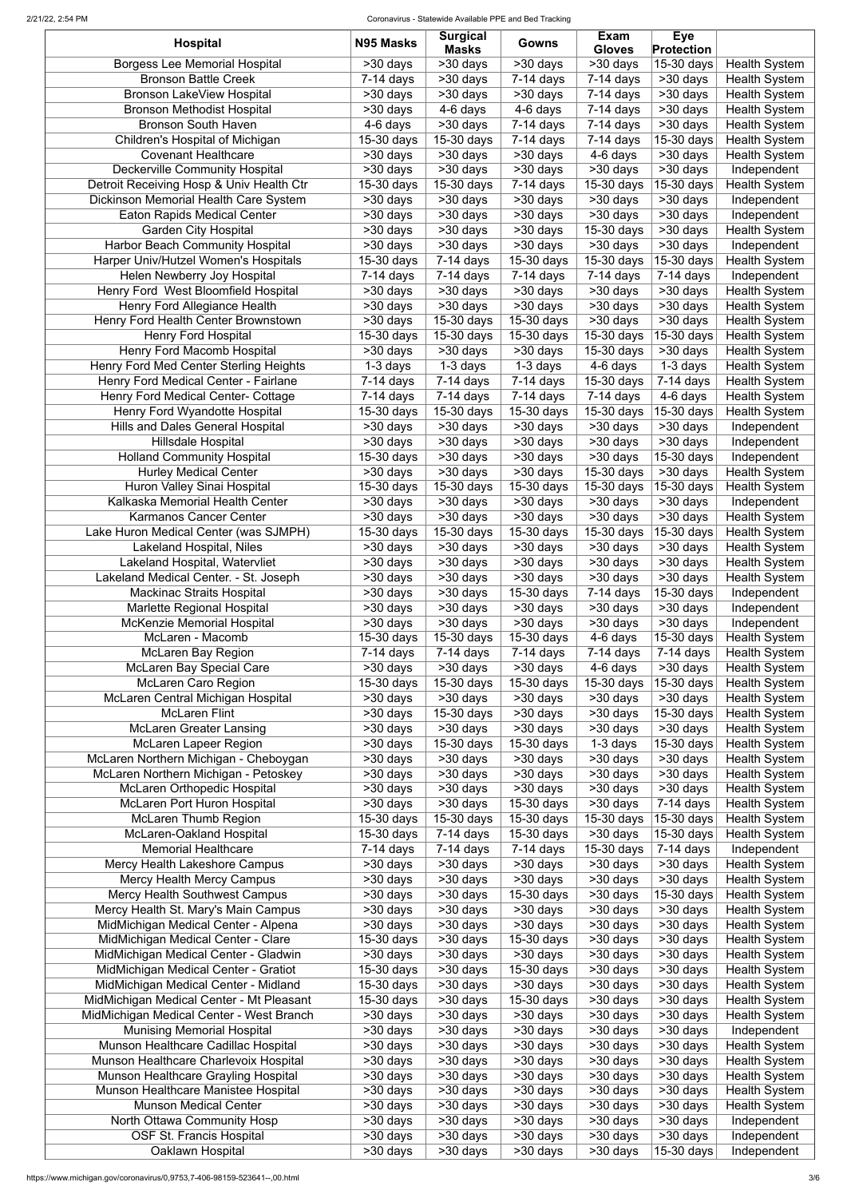| Hospital | N95 Masks | Surgical Masks | Gowns | Exam Gloves | Eye Protection | |
|---|---|---|---|---|---|---|
| Borgess Lee Memorial Hospital | >30 days | >30 days | >30 days | >30 days | 15-30 days | Health System |
| Bronson Battle Creek | 7-14 days | >30 days | 7-14 days | 7-14 days | >30 days | Health System |
| Bronson LakeView Hospital | >30 days | >30 days | >30 days | 7-14 days | >30 days | Health System |
| Bronson Methodist Hospital | >30 days | 4-6 days | 4-6 days | 7-14 days | >30 days | Health System |
| Bronson South Haven | 4-6 days | >30 days | 7-14 days | 7-14 days | >30 days | Health System |
| Children's Hospital of Michigan | 15-30 days | 15-30 days | 7-14 days | 7-14 days | 15-30 days | Health System |
| Covenant Healthcare | >30 days | >30 days | >30 days | 4-6 days | >30 days | Health System |
| Deckerville Community Hospital | >30 days | >30 days | >30 days | >30 days | >30 days | Independent |
| Detroit Receiving Hosp & Univ Health Ctr | 15-30 days | 15-30 days | 7-14 days | 15-30 days | 15-30 days | Health System |
| Dickinson Memorial Health Care System | >30 days | >30 days | >30 days | >30 days | >30 days | Independent |
| Eaton Rapids Medical Center | >30 days | >30 days | >30 days | >30 days | >30 days | Independent |
| Garden City Hospital | >30 days | >30 days | >30 days | 15-30 days | >30 days | Health System |
| Harbor Beach Community Hospital | >30 days | >30 days | >30 days | >30 days | >30 days | Independent |
| Harper Univ/Hutzel Women's Hospitals | 15-30 days | 7-14 days | 15-30 days | 15-30 days | 15-30 days | Health System |
| Helen Newberry Joy Hospital | 7-14 days | 7-14 days | 7-14 days | 7-14 days | 7-14 days | Independent |
| Henry Ford West Bloomfield Hospital | >30 days | >30 days | >30 days | >30 days | >30 days | Health System |
| Henry Ford Allegiance Health | >30 days | >30 days | >30 days | >30 days | >30 days | Health System |
| Henry Ford Health Center Brownstown | >30 days | 15-30 days | 15-30 days | >30 days | >30 days | Health System |
| Henry Ford Hospital | 15-30 days | 15-30 days | 15-30 days | 15-30 days | 15-30 days | Health System |
| Henry Ford Macomb Hospital | >30 days | >30 days | >30 days | 15-30 days | >30 days | Health System |
| Henry Ford Med Center Sterling Heights | 1-3 days | 1-3 days | 1-3 days | 4-6 days | 1-3 days | Health System |
| Henry Ford Medical Center - Fairlane | 7-14 days | 7-14 days | 7-14 days | 15-30 days | 7-14 days | Health System |
| Henry Ford Medical Center- Cottage | 7-14 days | 7-14 days | 7-14 days | 7-14 days | 4-6 days | Health System |
| Henry Ford Wyandotte Hospital | 15-30 days | 15-30 days | 15-30 days | 15-30 days | 15-30 days | Health System |
| Hills and Dales General Hospital | >30 days | >30 days | >30 days | >30 days | >30 days | Independent |
| Hillsdale Hospital | >30 days | >30 days | >30 days | >30 days | >30 days | Independent |
| Holland Community Hospital | 15-30 days | >30 days | >30 days | >30 days | 15-30 days | Independent |
| Hurley Medical Center | >30 days | >30 days | >30 days | 15-30 days | >30 days | Health System |
| Huron Valley Sinai Hospital | 15-30 days | 15-30 days | 15-30 days | 15-30 days | 15-30 days | Health System |
| Kalkaska Memorial Health Center | >30 days | >30 days | >30 days | >30 days | >30 days | Independent |
| Karmanos Cancer Center | >30 days | >30 days | >30 days | >30 days | >30 days | Health System |
| Lake Huron Medical Center (was SJMPH) | 15-30 days | 15-30 days | 15-30 days | 15-30 days | 15-30 days | Health System |
| Lakeland Hospital, Niles | >30 days | >30 days | >30 days | >30 days | >30 days | Health System |
| Lakeland Hospital, Watervliet | >30 days | >30 days | >30 days | >30 days | >30 days | Health System |
| Lakeland Medical Center. - St. Joseph | >30 days | >30 days | >30 days | >30 days | >30 days | Health System |
| Mackinac Straits Hospital | >30 days | >30 days | 15-30 days | 7-14 days | 15-30 days | Independent |
| Marlette Regional Hospital | >30 days | >30 days | >30 days | >30 days | >30 days | Independent |
| McKenzie Memorial Hospital | >30 days | >30 days | >30 days | >30 days | >30 days | Independent |
| McLaren - Macomb | 15-30 days | 15-30 days | 15-30 days | 4-6 days | 15-30 days | Health System |
| McLaren Bay Region | 7-14 days | 7-14 days | 7-14 days | 7-14 days | 7-14 days | Health System |
| McLaren Bay Special Care | >30 days | >30 days | >30 days | 4-6 days | >30 days | Health System |
| McLaren Caro Region | 15-30 days | 15-30 days | 15-30 days | 15-30 days | 15-30 days | Health System |
| McLaren Central Michigan Hospital | >30 days | >30 days | >30 days | >30 days | >30 days | Health System |
| McLaren Flint | >30 days | 15-30 days | >30 days | >30 days | 15-30 days | Health System |
| McLaren Greater Lansing | >30 days | >30 days | >30 days | >30 days | >30 days | Health System |
| McLaren Lapeer Region | >30 days | 15-30 days | 15-30 days | 1-3 days | 15-30 days | Health System |
| McLaren Northern Michigan - Cheboygan | >30 days | >30 days | >30 days | >30 days | >30 days | Health System |
| McLaren Northern Michigan - Petoskey | >30 days | >30 days | >30 days | >30 days | >30 days | Health System |
| McLaren Orthopedic Hospital | >30 days | >30 days | >30 days | >30 days | >30 days | Health System |
| McLaren Port Huron Hospital | >30 days | >30 days | 15-30 days | >30 days | 7-14 days | Health System |
| McLaren Thumb Region | 15-30 days | 15-30 days | 15-30 days | 15-30 days | 15-30 days | Health System |
| McLaren-Oakland Hospital | 15-30 days | 7-14 days | 15-30 days | >30 days | 15-30 days | Health System |
| Memorial Healthcare | 7-14 days | 7-14 days | 7-14 days | 15-30 days | 7-14 days | Independent |
| Mercy Health Lakeshore Campus | >30 days | >30 days | >30 days | >30 days | >30 days | Health System |
| Mercy Health Mercy Campus | >30 days | >30 days | >30 days | >30 days | >30 days | Health System |
| Mercy Health Southwest Campus | >30 days | >30 days | 15-30 days | >30 days | 15-30 days | Health System |
| Mercy Health St. Mary's Main Campus | >30 days | >30 days | >30 days | >30 days | >30 days | Health System |
| MidMichigan Medical Center - Alpena | >30 days | >30 days | >30 days | >30 days | >30 days | Health System |
| MidMichigan Medical Center - Clare | 15-30 days | >30 days | 15-30 days | >30 days | >30 days | Health System |
| MidMichigan Medical Center - Gladwin | >30 days | >30 days | >30 days | >30 days | >30 days | Health System |
| MidMichigan Medical Center - Gratiot | 15-30 days | >30 days | 15-30 days | >30 days | >30 days | Health System |
| MidMichigan Medical Center - Midland | 15-30 days | >30 days | >30 days | >30 days | >30 days | Health System |
| MidMichigan Medical Center - Mt Pleasant | 15-30 days | >30 days | 15-30 days | >30 days | >30 days | Health System |
| MidMichigan Medical Center - West Branch | >30 days | >30 days | >30 days | >30 days | >30 days | Health System |
| Munising Memorial Hospital | >30 days | >30 days | >30 days | >30 days | >30 days | Independent |
| Munson Healthcare Cadillac Hospital | >30 days | >30 days | >30 days | >30 days | >30 days | Health System |
| Munson Healthcare Charlevoix Hospital | >30 days | >30 days | >30 days | >30 days | >30 days | Health System |
| Munson Healthcare Grayling Hospital | >30 days | >30 days | >30 days | >30 days | >30 days | Health System |
| Munson Healthcare Manistee Hospital | >30 days | >30 days | >30 days | >30 days | >30 days | Health System |
| Munson Medical Center | >30 days | >30 days | >30 days | >30 days | >30 days | Health System |
| North Ottawa Community Hosp | >30 days | >30 days | >30 days | >30 days | >30 days | Independent |
| OSF St. Francis Hospital | >30 days | >30 days | >30 days | >30 days | >30 days | Independent |
| Oaklawn Hospital | >30 days | >30 days | >30 days | >30 days | 15-30 days | Independent |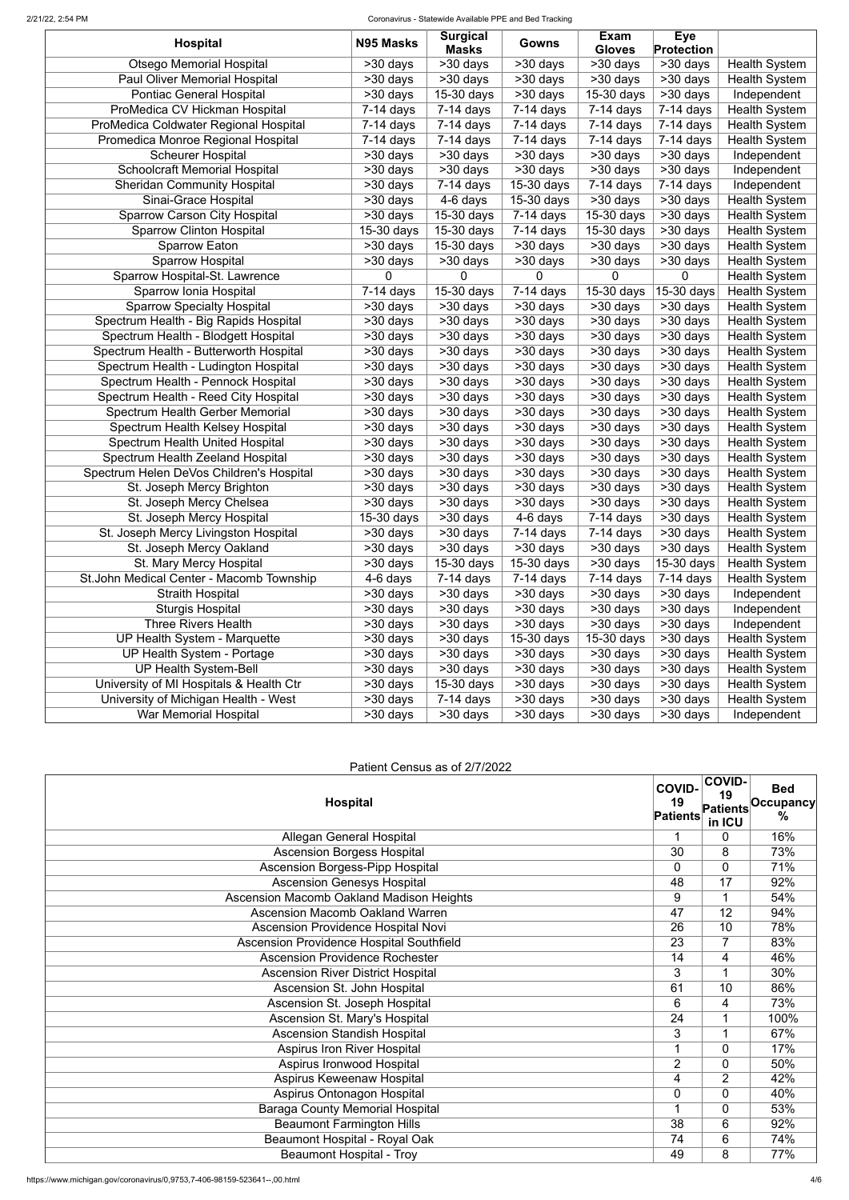| Hospital | N95 Masks | Surgical Masks | Gowns | Exam Gloves | Eye Protection | |
|---|---|---|---|---|---|---|
| Otsego Memorial Hospital | >30 days | >30 days | >30 days | >30 days | >30 days | Health System |
| Paul Oliver Memorial Hospital | >30 days | >30 days | >30 days | >30 days | >30 days | Health System |
| Pontiac General Hospital | >30 days | 15-30 days | >30 days | 15-30 days | >30 days | Independent |
| ProMedica CV Hickman Hospital | 7-14 days | 7-14 days | 7-14 days | 7-14 days | 7-14 days | Health System |
| ProMedica Coldwater Regional Hospital | 7-14 days | 7-14 days | 7-14 days | 7-14 days | 7-14 days | Health System |
| Promedica Monroe Regional Hospital | 7-14 days | 7-14 days | 7-14 days | 7-14 days | 7-14 days | Health System |
| Scheurer Hospital | >30 days | >30 days | >30 days | >30 days | >30 days | Independent |
| Schoolcraft Memorial Hospital | >30 days | >30 days | >30 days | >30 days | >30 days | Independent |
| Sheridan Community Hospital | >30 days | 7-14 days | 15-30 days | 7-14 days | 7-14 days | Independent |
| Sinai-Grace Hospital | >30 days | 4-6 days | 15-30 days | >30 days | >30 days | Health System |
| Sparrow Carson City Hospital | >30 days | 15-30 days | 7-14 days | 15-30 days | >30 days | Health System |
| Sparrow Clinton Hospital | 15-30 days | 15-30 days | 7-14 days | 15-30 days | >30 days | Health System |
| Sparrow Eaton | >30 days | 15-30 days | >30 days | >30 days | >30 days | Health System |
| Sparrow Hospital | >30 days | >30 days | >30 days | >30 days | >30 days | Health System |
| Sparrow Hospital-St. Lawrence | 0 | 0 | 0 | 0 | 0 | Health System |
| Sparrow Ionia Hospital | 7-14 days | 15-30 days | 7-14 days | 15-30 days | 15-30 days | Health System |
| Sparrow Specialty Hospital | >30 days | >30 days | >30 days | >30 days | >30 days | Health System |
| Spectrum Health - Big Rapids Hospital | >30 days | >30 days | >30 days | >30 days | >30 days | Health System |
| Spectrum Health - Blodgett Hospital | >30 days | >30 days | >30 days | >30 days | >30 days | Health System |
| Spectrum Health - Butterworth Hospital | >30 days | >30 days | >30 days | >30 days | >30 days | Health System |
| Spectrum Health - Ludington Hospital | >30 days | >30 days | >30 days | >30 days | >30 days | Health System |
| Spectrum Health - Pennock Hospital | >30 days | >30 days | >30 days | >30 days | >30 days | Health System |
| Spectrum Health - Reed City Hospital | >30 days | >30 days | >30 days | >30 days | >30 days | Health System |
| Spectrum Health Gerber Memorial | >30 days | >30 days | >30 days | >30 days | >30 days | Health System |
| Spectrum Health Kelsey Hospital | >30 days | >30 days | >30 days | >30 days | >30 days | Health System |
| Spectrum Health United Hospital | >30 days | >30 days | >30 days | >30 days | >30 days | Health System |
| Spectrum Health Zeeland Hospital | >30 days | >30 days | >30 days | >30 days | >30 days | Health System |
| Spectrum Helen DeVos Children's Hospital | >30 days | >30 days | >30 days | >30 days | >30 days | Health System |
| St. Joseph Mercy Brighton | >30 days | >30 days | >30 days | >30 days | >30 days | Health System |
| St. Joseph Mercy Chelsea | >30 days | >30 days | >30 days | >30 days | >30 days | Health System |
| St. Joseph Mercy Hospital | 15-30 days | >30 days | 4-6 days | 7-14 days | >30 days | Health System |
| St. Joseph Mercy Livingston Hospital | >30 days | >30 days | 7-14 days | 7-14 days | >30 days | Health System |
| St. Joseph Mercy Oakland | >30 days | >30 days | >30 days | >30 days | >30 days | Health System |
| St. Mary Mercy Hospital | >30 days | 15-30 days | 15-30 days | >30 days | 15-30 days | Health System |
| St.John Medical Center - Macomb Township | 4-6 days | 7-14 days | 7-14 days | 7-14 days | 7-14 days | Health System |
| Straith Hospital | >30 days | >30 days | >30 days | >30 days | >30 days | Independent |
| Sturgis Hospital | >30 days | >30 days | >30 days | >30 days | >30 days | Independent |
| Three Rivers Health | >30 days | >30 days | >30 days | >30 days | >30 days | Independent |
| UP Health System - Marquette | >30 days | >30 days | 15-30 days | 15-30 days | >30 days | Health System |
| UP Health System - Portage | >30 days | >30 days | >30 days | >30 days | >30 days | Health System |
| UP Health System-Bell | >30 days | >30 days | >30 days | >30 days | >30 days | Health System |
| University of MI Hospitals & Health Ctr | >30 days | 15-30 days | >30 days | >30 days | >30 days | Health System |
| University of Michigan Health - West | >30 days | 7-14 days | >30 days | >30 days | >30 days | Health System |
| War Memorial Hospital | >30 days | >30 days | >30 days | >30 days | >30 days | Independent |

Patient Census as of 2/7/2022

| Hospital | COVID-19 Patients | COVID-19 Patients in ICU | Bed Occupancy % |
|---|---|---|---|
| Allegan General Hospital | 1 | 0 | 16% |
| Ascension Borgess Hospital | 30 | 8 | 73% |
| Ascension Borgess-Pipp Hospital | 0 | 0 | 71% |
| Ascension Genesys Hospital | 48 | 17 | 92% |
| Ascension Macomb Oakland Madison Heights | 9 | 1 | 54% |
| Ascension Macomb Oakland Warren | 47 | 12 | 94% |
| Ascension Providence Hospital Novi | 26 | 10 | 78% |
| Ascension Providence Hospital Southfield | 23 | 7 | 83% |
| Ascension Providence Rochester | 14 | 4 | 46% |
| Ascension River District Hospital | 3 | 1 | 30% |
| Ascension St. John Hospital | 61 | 10 | 86% |
| Ascension St. Joseph Hospital | 6 | 4 | 73% |
| Ascension St. Mary's Hospital | 24 | 1 | 100% |
| Ascension Standish Hospital | 3 | 1 | 67% |
| Aspirus Iron River Hospital | 1 | 0 | 17% |
| Aspirus Ironwood Hospital | 2 | 0 | 50% |
| Aspirus Keweenaw Hospital | 4 | 2 | 42% |
| Aspirus Ontonagon Hospital | 0 | 0 | 40% |
| Baraga County Memorial Hospital | 1 | 0 | 53% |
| Beaumont Farmington Hills | 38 | 6 | 92% |
| Beaumont Hospital - Royal Oak | 74 | 6 | 74% |
| Beaumont Hospital - Troy | 49 | 8 | 77% |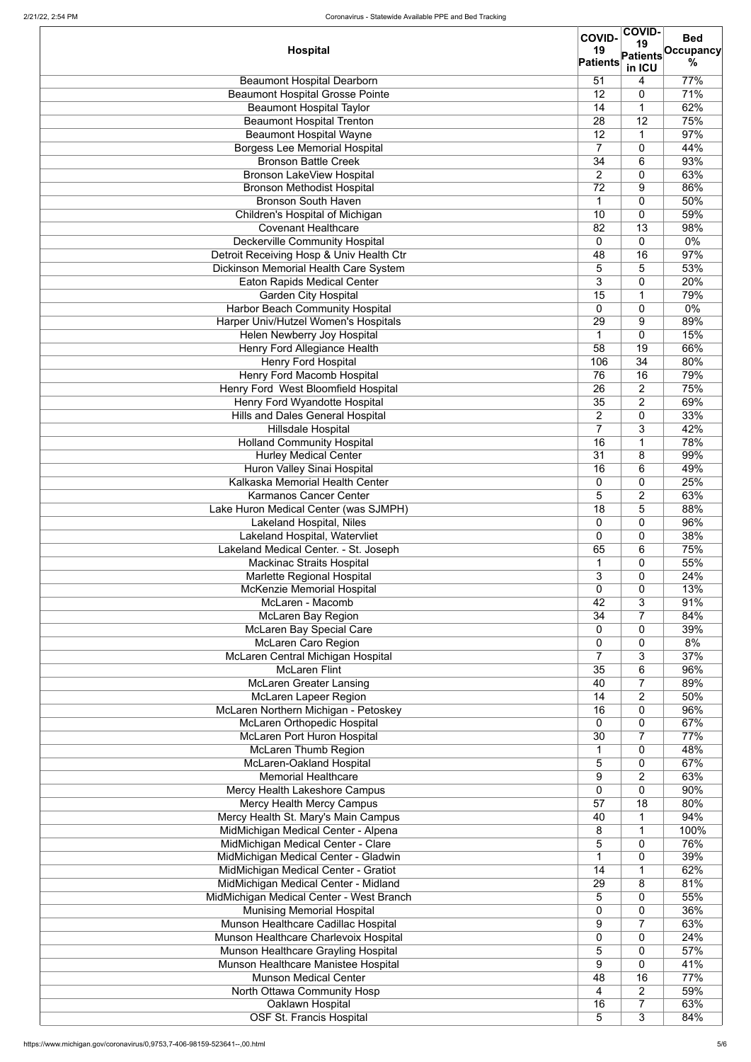| Hospital | COVID-19 Patients | COVID-19 Patients in ICU | Bed Occupancy % |
|---|---|---|---|
| Beaumont Hospital Dearborn | 51 | 4 | 77% |
| Beaumont Hospital Grosse Pointe | 12 | 0 | 71% |
| Beaumont Hospital Taylor | 14 | 1 | 62% |
| Beaumont Hospital Trenton | 28 | 12 | 75% |
| Beaumont Hospital Wayne | 12 | 1 | 97% |
| Borgess Lee Memorial Hospital | 7 | 0 | 44% |
| Bronson Battle Creek | 34 | 6 | 93% |
| Bronson LakeView Hospital | 2 | 0 | 63% |
| Bronson Methodist Hospital | 72 | 9 | 86% |
| Bronson South Haven | 1 | 0 | 50% |
| Children's Hospital of Michigan | 10 | 0 | 59% |
| Covenant Healthcare | 82 | 13 | 98% |
| Deckerville Community Hospital | 0 | 0 | 0% |
| Detroit Receiving Hosp & Univ Health Ctr | 48 | 16 | 97% |
| Dickinson Memorial Health Care System | 5 | 5 | 53% |
| Eaton Rapids Medical Center | 3 | 0 | 20% |
| Garden City Hospital | 15 | 1 | 79% |
| Harbor Beach Community Hospital | 0 | 0 | 0% |
| Harper Univ/Hutzel Women's Hospitals | 29 | 9 | 89% |
| Helen Newberry Joy Hospital | 1 | 0 | 15% |
| Henry Ford Allegiance Health | 58 | 19 | 66% |
| Henry Ford Hospital | 106 | 34 | 80% |
| Henry Ford Macomb Hospital | 76 | 16 | 79% |
| Henry Ford West Bloomfield Hospital | 26 | 2 | 75% |
| Henry Ford Wyandotte Hospital | 35 | 2 | 69% |
| Hills and Dales General Hospital | 2 | 0 | 33% |
| Hillsdale Hospital | 7 | 3 | 42% |
| Holland Community Hospital | 16 | 1 | 78% |
| Hurley Medical Center | 31 | 8 | 99% |
| Huron Valley Sinai Hospital | 16 | 6 | 49% |
| Kalkaska Memorial Health Center | 0 | 0 | 25% |
| Karmanos Cancer Center | 5 | 2 | 63% |
| Lake Huron Medical Center (was SJMPH) | 18 | 5 | 88% |
| Lakeland Hospital, Niles | 0 | 0 | 96% |
| Lakeland Hospital, Watervliet | 0 | 0 | 38% |
| Lakeland Medical Center. - St. Joseph | 65 | 6 | 75% |
| Mackinac Straits Hospital | 1 | 0 | 55% |
| Marlette Regional Hospital | 3 | 0 | 24% |
| McKenzie Memorial Hospital | 0 | 0 | 13% |
| McLaren - Macomb | 42 | 3 | 91% |
| McLaren Bay Region | 34 | 7 | 84% |
| McLaren Bay Special Care | 0 | 0 | 39% |
| McLaren Caro Region | 0 | 0 | 8% |
| McLaren Central Michigan Hospital | 7 | 3 | 37% |
| McLaren Flint | 35 | 6 | 96% |
| McLaren Greater Lansing | 40 | 7 | 89% |
| McLaren Lapeer Region | 14 | 2 | 50% |
| McLaren Northern Michigan - Petoskey | 16 | 0 | 96% |
| McLaren Orthopedic Hospital | 0 | 0 | 67% |
| McLaren Port Huron Hospital | 30 | 7 | 77% |
| McLaren Thumb Region | 1 | 0 | 48% |
| McLaren-Oakland Hospital | 5 | 0 | 67% |
| Memorial Healthcare | 9 | 2 | 63% |
| Mercy Health Lakeshore Campus | 0 | 0 | 90% |
| Mercy Health Mercy Campus | 57 | 18 | 80% |
| Mercy Health St. Mary's Main Campus | 40 | 1 | 94% |
| MidMichigan Medical Center - Alpena | 8 | 1 | 100% |
| MidMichigan Medical Center - Clare | 5 | 0 | 76% |
| MidMichigan Medical Center - Gladwin | 1 | 0 | 39% |
| MidMichigan Medical Center - Gratiot | 14 | 1 | 62% |
| MidMichigan Medical Center - Midland | 29 | 8 | 81% |
| MidMichigan Medical Center - West Branch | 5 | 0 | 55% |
| Munising Memorial Hospital | 0 | 0 | 36% |
| Munson Healthcare Cadillac Hospital | 9 | 7 | 63% |
| Munson Healthcare Charlevoix Hospital | 0 | 0 | 24% |
| Munson Healthcare Grayling Hospital | 5 | 0 | 57% |
| Munson Healthcare Manistee Hospital | 9 | 0 | 41% |
| Munson Medical Center | 48 | 16 | 77% |
| North Ottawa Community Hosp | 4 | 2 | 59% |
| Oaklawn Hospital | 16 | 7 | 63% |
| OSF St. Francis Hospital | 5 | 3 | 84% |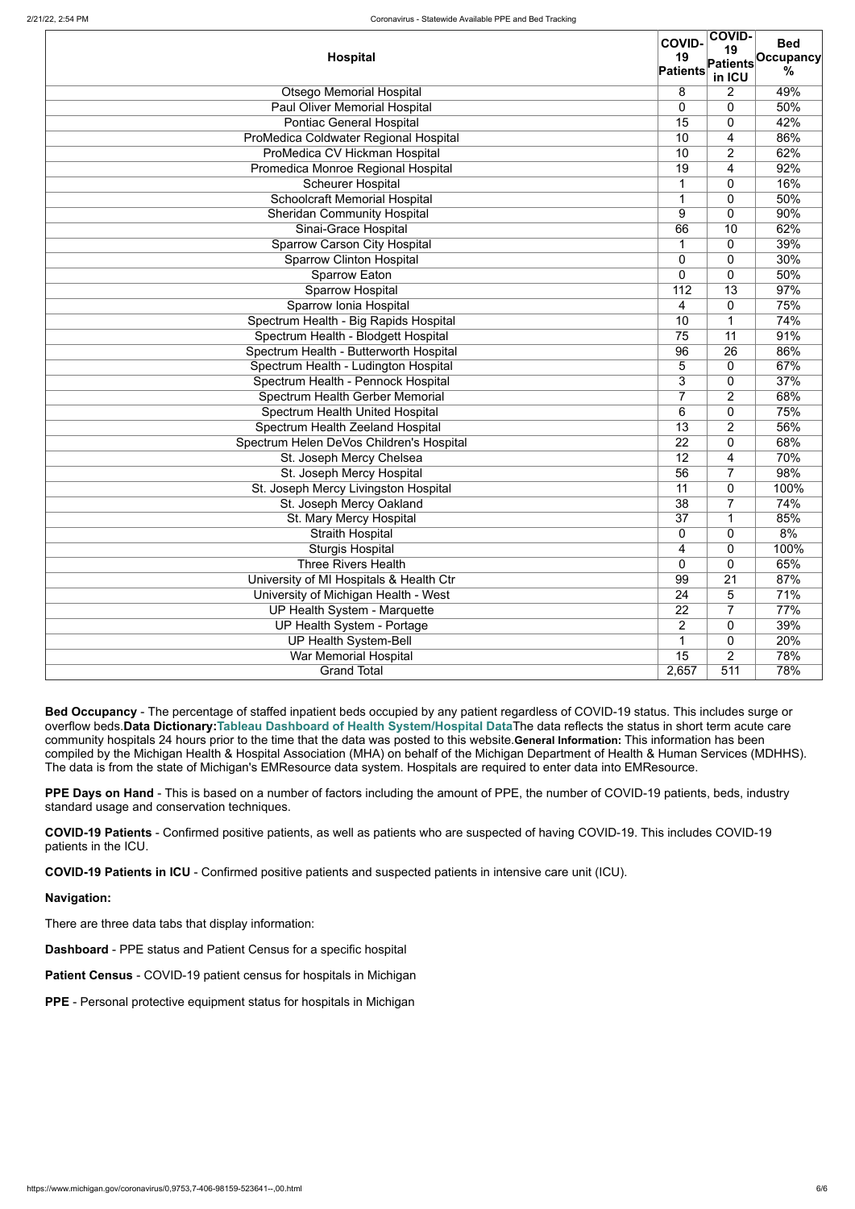| Hospital | COVID-19 Patients | COVID-19 Patients in ICU | Bed Occupancy % |
|---|---|---|---|
| Otsego Memorial Hospital | 8 | 2 | 49% |
| Paul Oliver Memorial Hospital | 0 | 0 | 50% |
| Pontiac General Hospital | 15 | 0 | 42% |
| ProMedica Coldwater Regional Hospital | 10 | 4 | 86% |
| ProMedica CV Hickman Hospital | 10 | 2 | 62% |
| Promedica Monroe Regional Hospital | 19 | 4 | 92% |
| Scheurer Hospital | 1 | 0 | 16% |
| Schoolcraft Memorial Hospital | 1 | 0 | 50% |
| Sheridan Community Hospital | 9 | 0 | 90% |
| Sinai-Grace Hospital | 66 | 10 | 62% |
| Sparrow Carson City Hospital | 1 | 0 | 39% |
| Sparrow Clinton Hospital | 0 | 0 | 30% |
| Sparrow Eaton | 0 | 0 | 50% |
| Sparrow Hospital | 112 | 13 | 97% |
| Sparrow Ionia Hospital | 4 | 0 | 75% |
| Spectrum Health - Big Rapids Hospital | 10 | 1 | 74% |
| Spectrum Health - Blodgett Hospital | 75 | 11 | 91% |
| Spectrum Health - Butterworth Hospital | 96 | 26 | 86% |
| Spectrum Health - Ludington Hospital | 5 | 0 | 67% |
| Spectrum Health - Pennock Hospital | 3 | 0 | 37% |
| Spectrum Health Gerber Memorial | 7 | 2 | 68% |
| Spectrum Health United Hospital | 6 | 0 | 75% |
| Spectrum Health Zeeland Hospital | 13 | 2 | 56% |
| Spectrum Helen DeVos Children's Hospital | 22 | 0 | 68% |
| St. Joseph Mercy Chelsea | 12 | 4 | 70% |
| St. Joseph Mercy Hospital | 56 | 7 | 98% |
| St. Joseph Mercy Livingston Hospital | 11 | 0 | 100% |
| St. Joseph Mercy Oakland | 38 | 7 | 74% |
| St. Mary Mercy Hospital | 37 | 1 | 85% |
| Straith Hospital | 0 | 0 | 8% |
| Sturgis Hospital | 4 | 0 | 100% |
| Three Rivers Health | 0 | 0 | 65% |
| University of MI Hospitals & Health Ctr | 99 | 21 | 87% |
| University of Michigan Health - West | 24 | 5 | 71% |
| UP Health System - Marquette | 22 | 7 | 77% |
| UP Health System - Portage | 2 | 0 | 39% |
| UP Health System-Bell | 1 | 0 | 20% |
| War Memorial Hospital | 15 | 2 | 78% |
| Grand Total | 2,657 | 511 | 78% |

**Bed Occupancy** - The percentage of staffed inpatient beds occupied by any patient regardless of COVID-19 status. This includes surge or overflow beds.**Data Dictionary:Tableau Dashboard of Health System/Hospital Data**The data reflects the status in short term acute care community hospitals 24 hours prior to the time that the data was posted to this website.**General Information:** This information has been compiled by the Michigan Health & Hospital Association (MHA) on behalf of the Michigan Department of Health & Human Services (MDHHS). The data is from the state of Michigan's EMResource data system. Hospitals are required to enter data into EMResource.

**PPE Days on Hand** - This is based on a number of factors including the amount of PPE, the number of COVID-19 patients, beds, industry standard usage and conservation techniques.

**COVID-19 Patients** - Confirmed positive patients, as well as patients who are suspected of having COVID-19. This includes COVID-19 patients in the ICU.

**COVID-19 Patients in ICU** - Confirmed positive patients and suspected patients in intensive care unit (ICU).

**Navigation:**

There are three data tabs that display information:

**Dashboard** - PPE status and Patient Census for a specific hospital

**Patient Census** - COVID-19 patient census for hospitals in Michigan

**PPE** - Personal protective equipment status for hospitals in Michigan